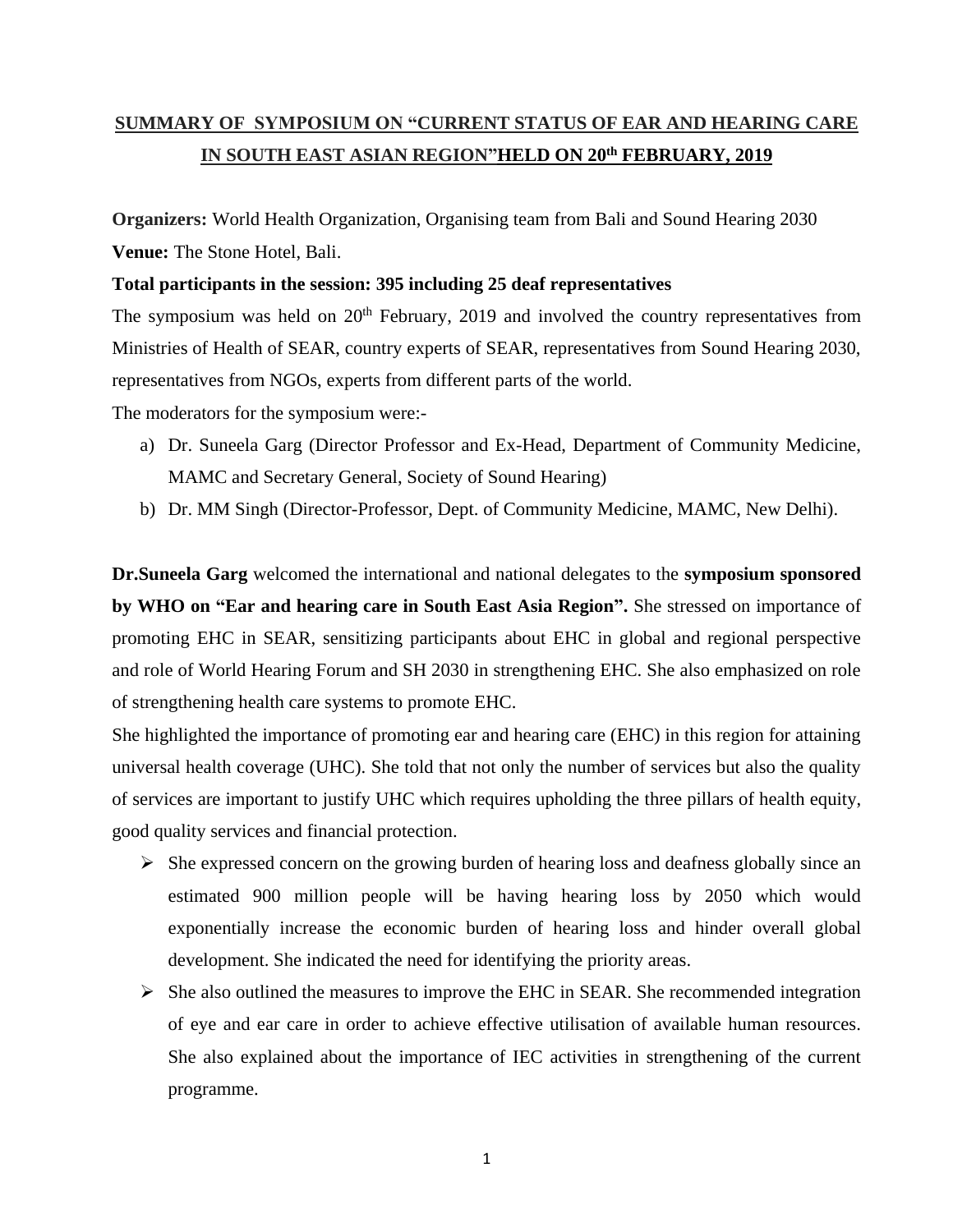# SUMMARY OF SYMPOSIUM ON "CURRENT STATUS OF EAR AND HEARING CARE IN SOUTH EAST ASIAN REGION" HELD ON 20th FEBRUARY, 2019

**Organizers:** World Health Organization, Organising team from Bali and Sound Hearing 2030

**Venue:** The Stone Hotel, Bali.

**Total participants in the session: 395 including 25 deaf representatives**

The symposium was held on 20th February, 2019 and involved the country representatives from Ministries of Health of SEAR, country experts of SEAR, representatives from Sound Hearing 2030, representatives from NGOs, experts from different parts of the world.

The moderators for the symposium were:-

a) Dr. Suneela Garg (Director Professor and Ex-Head, Department of Community Medicine, MAMC and Secretary General, Society of Sound Hearing)
b) Dr. MM Singh (Director-Professor, Dept. of Community Medicine, MAMC, New Delhi).

**Dr.Suneela Garg** welcomed the international and national delegates to the **symposium sponsored by WHO on "Ear and hearing care in South East Asia Region".** She stressed on importance of promoting EHC in SEAR, sensitizing participants about EHC in global and regional perspective and role of World Hearing Forum and SH 2030 in strengthening EHC. She also emphasized on role of strengthening health care systems to promote EHC.

She highlighted the importance of promoting ear and hearing care (EHC) in this region for attaining universal health coverage (UHC). She told that not only the number of services but also the quality of services are important to justify UHC which requires upholding the three pillars of health equity, good quality services and financial protection.

- She expressed concern on the growing burden of hearing loss and deafness globally since an estimated 900 million people will be having hearing loss by 2050 which would exponentially increase the economic burden of hearing loss and hinder overall global development. She indicated the need for identifying the priority areas.
- She also outlined the measures to improve the EHC in SEAR. She recommended integration of eye and ear care in order to achieve effective utilisation of available human resources. She also explained about the importance of IEC activities in strengthening of the current programme.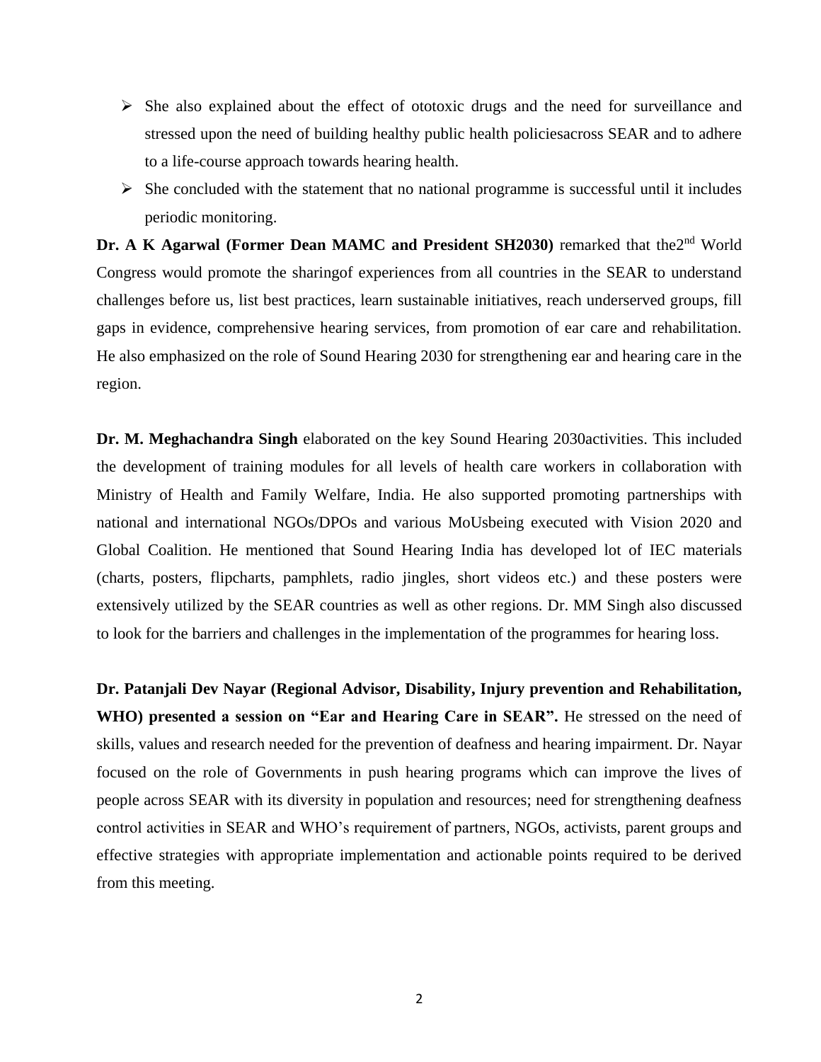- She also explained about the effect of ototoxic drugs and the need for surveillance and stressed upon the need of building healthy public health policiesacross SEAR and to adhere to a life-course approach towards hearing health.
- She concluded with the statement that no national programme is successful until it includes periodic monitoring.

**Dr. A K Agarwal (Former Dean MAMC and President SH2030)** remarked that the2nd World Congress would promote the sharingof experiences from all countries in the SEAR to understand challenges before us, list best practices, learn sustainable initiatives, reach underserved groups, fill gaps in evidence, comprehensive hearing services, from promotion of ear care and rehabilitation. He also emphasized on the role of Sound Hearing 2030 for strengthening ear and hearing care in the region.

**Dr. M. Meghachandra Singh** elaborated on the key Sound Hearing 2030activities. This included the development of training modules for all levels of health care workers in collaboration with Ministry of Health and Family Welfare, India. He also supported promoting partnerships with national and international NGOs/DPOs and various MoUsbeing executed with Vision 2020 and Global Coalition. He mentioned that Sound Hearing India has developed lot of IEC materials (charts, posters, flipcharts, pamphlets, radio jingles, short videos etc.) and these posters were extensively utilized by the SEAR countries as well as other regions. Dr. MM Singh also discussed to look for the barriers and challenges in the implementation of the programmes for hearing loss.

**Dr. Patanjali Dev Nayar (Regional Advisor, Disability, Injury prevention and Rehabilitation, WHO) presented a session on "Ear and Hearing Care in SEAR".** He stressed on the need of skills, values and research needed for the prevention of deafness and hearing impairment. Dr. Nayar focused on the role of Governments in push hearing programs which can improve the lives of people across SEAR with its diversity in population and resources; need for strengthening deafness control activities in SEAR and WHO's requirement of partners, NGOs, activists, parent groups and effective strategies with appropriate implementation and actionable points required to be derived from this meeting.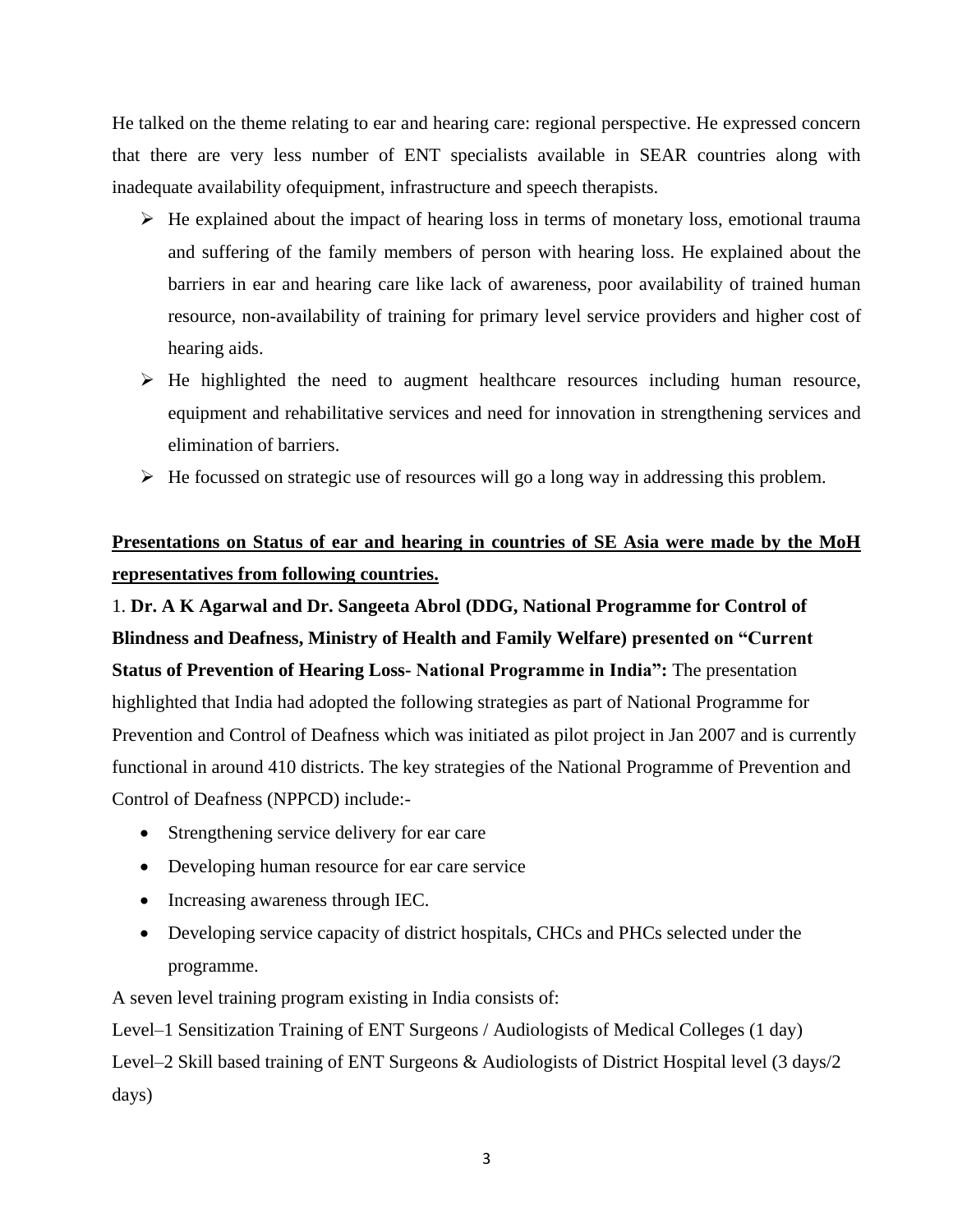He talked on the theme relating to ear and hearing care: regional perspective. He expressed concern that there are very less number of ENT specialists available in SEAR countries along with inadequate availability ofequipment, infrastructure and speech therapists.

- He explained about the impact of hearing loss in terms of monetary loss, emotional trauma and suffering of the family members of person with hearing loss. He explained about the barriers in ear and hearing care like lack of awareness, poor availability of trained human resource, non-availability of training for primary level service providers and higher cost of hearing aids.
- He highlighted the need to augment healthcare resources including human resource, equipment and rehabilitative services and need for innovation in strengthening services and elimination of barriers.
- He focussed on strategic use of resources will go a long way in addressing this problem.

**<u>Presentations on Status of ear and hearing in countries of SE Asia were made by the MoH representatives from following countries.</u>**

1. **Dr. A K Agarwal and Dr. Sangeeta Abrol (DDG, National Programme for Control of Blindness and Deafness, Ministry of Health and Family Welfare) presented on "Current Status of Prevention of Hearing Loss- National Programme in India":** The presentation highlighted that India had adopted the following strategies as part of National Programme for Prevention and Control of Deafness which was initiated as pilot project in Jan 2007 and is currently functional in around 410 districts. The key strategies of the National Programme of Prevention and Control of Deafness (NPPCD) include:-

- Strengthening service delivery for ear care
- Developing human resource for ear care service
- Increasing awareness through IEC.
- Developing service capacity of district hospitals, CHCs and PHCs selected under the programme.

A seven level training program existing in India consists of:

Level–1 Sensitization Training of ENT Surgeons / Audiologists of Medical Colleges (1 day)

Level–2 Skill based training of ENT Surgeons & Audiologists of District Hospital level (3 days/2 days)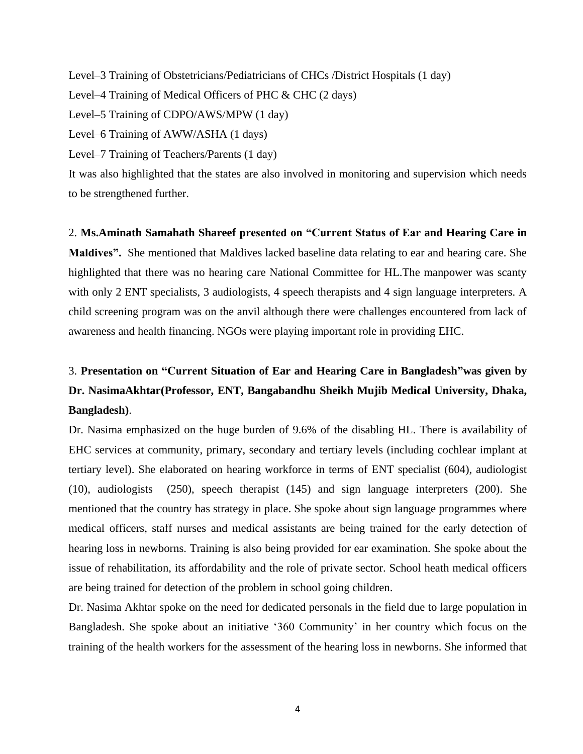Level–3 Training of Obstetricians/Pediatricians of CHCs /District Hospitals (1 day)

Level–4 Training of Medical Officers of PHC & CHC (2 days)

Level–5 Training of CDPO/AWS/MPW (1 day)

Level–6 Training of AWW/ASHA (1 days)

Level–7 Training of Teachers/Parents (1 day)

It was also highlighted that the states are also involved in monitoring and supervision which needs to be strengthened further.

2. **Ms.Aminath Samahath Shareef presented on "Current Status of Ear and Hearing Care in Maldives".** She mentioned that Maldives lacked baseline data relating to ear and hearing care. She highlighted that there was no hearing care National Committee for HL.The manpower was scanty with only 2 ENT specialists, 3 audiologists, 4 speech therapists and 4 sign language interpreters. A child screening program was on the anvil although there were challenges encountered from lack of awareness and health financing. NGOs were playing important role in providing EHC.

3. **Presentation on "Current Situation of Ear and Hearing Care in Bangladesh"was given by Dr. NasimaAkhtar(Professor, ENT, Bangabandhu Sheikh Mujib Medical University, Dhaka, Bangladesh)**.

Dr. Nasima emphasized on the huge burden of 9.6% of the disabling HL. There is availability of EHC services at community, primary, secondary and tertiary levels (including cochlear implant at tertiary level). She elaborated on hearing workforce in terms of ENT specialist (604), audiologist (10), audiologists (250), speech therapist (145) and sign language interpreters (200). She mentioned that the country has strategy in place. She spoke about sign language programmes where medical officers, staff nurses and medical assistants are being trained for the early detection of hearing loss in newborns. Training is also being provided for ear examination. She spoke about the issue of rehabilitation, its affordability and the role of private sector. School heath medical officers are being trained for detection of the problem in school going children.

Dr. Nasima Akhtar spoke on the need for dedicated personals in the field due to large population in Bangladesh. She spoke about an initiative '360 Community' in her country which focus on the training of the health workers for the assessment of the hearing loss in newborns. She informed that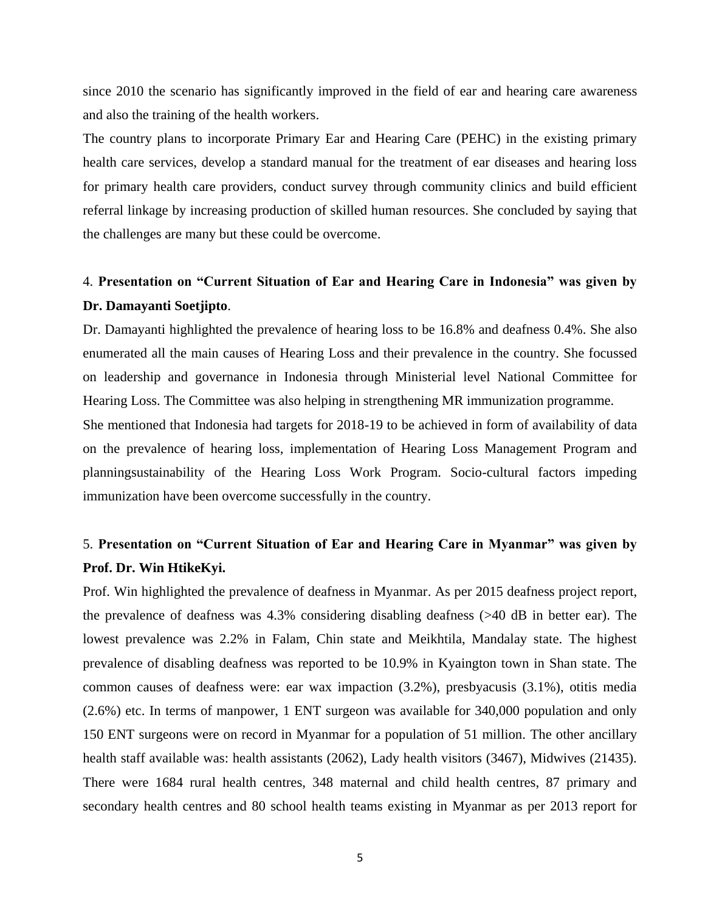since 2010 the scenario has significantly improved in the field of ear and hearing care awareness and also the training of the health workers.

The country plans to incorporate Primary Ear and Hearing Care (PEHC) in the existing primary health care services, develop a standard manual for the treatment of ear diseases and hearing loss for primary health care providers, conduct survey through community clinics and build efficient referral linkage by increasing production of skilled human resources. She concluded by saying that the challenges are many but these could be overcome.

4. **Presentation on "Current Situation of Ear and Hearing Care in Indonesia" was given by Dr. Damayanti Soetjipto**.

Dr. Damayanti highlighted the prevalence of hearing loss to be 16.8% and deafness 0.4%. She also enumerated all the main causes of Hearing Loss and their prevalence in the country. She focussed on leadership and governance in Indonesia through Ministerial level National Committee for Hearing Loss. The Committee was also helping in strengthening MR immunization programme.

She mentioned that Indonesia had targets for 2018-19 to be achieved in form of availability of data on the prevalence of hearing loss, implementation of Hearing Loss Management Program and planningsustainability of the Hearing Loss Work Program. Socio-cultural factors impeding immunization have been overcome successfully in the country.

5. **Presentation on "Current Situation of Ear and Hearing Care in Myanmar" was given by Prof. Dr. Win HtikeKyi.**

Prof. Win highlighted the prevalence of deafness in Myanmar. As per 2015 deafness project report, the prevalence of deafness was 4.3% considering disabling deafness (>40 dB in better ear). The lowest prevalence was 2.2% in Falam, Chin state and Meikhtila, Mandalay state. The highest prevalence of disabling deafness was reported to be 10.9% in Kyaington town in Shan state. The common causes of deafness were: ear wax impaction (3.2%), presbyacusis (3.1%), otitis media (2.6%) etc. In terms of manpower, 1 ENT surgeon was available for 340,000 population and only 150 ENT surgeons were on record in Myanmar for a population of 51 million. The other ancillary health staff available was: health assistants (2062), Lady health visitors (3467), Midwives (21435). There were 1684 rural health centres, 348 maternal and child health centres, 87 primary and secondary health centres and 80 school health teams existing in Myanmar as per 2013 report for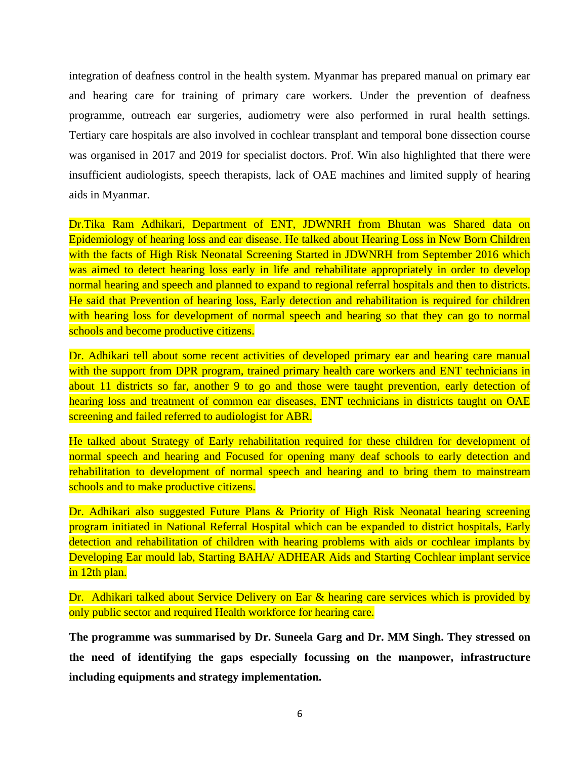integration of deafness control in the health system. Myanmar has prepared manual on primary ear and hearing care for training of primary care workers. Under the prevention of deafness programme, outreach ear surgeries, audiometry were also performed in rural health settings. Tertiary care hospitals are also involved in cochlear transplant and temporal bone dissection course was organised in 2017 and 2019 for specialist doctors. Prof. Win also highlighted that there were insufficient audiologists, speech therapists, lack of OAE machines and limited supply of hearing aids in Myanmar.

Dr.Tika Ram Adhikari, Department of ENT, JDWNRH from Bhutan was Shared data on Epidemiology of hearing loss and ear disease. He talked about Hearing Loss in New Born Children with the facts of High Risk Neonatal Screening Started in JDWNRH from September 2016 which was aimed to detect hearing loss early in life and rehabilitate appropriately in order to develop normal hearing and speech and planned to expand to regional referral hospitals and then to districts. He said that Prevention of hearing loss, Early detection and rehabilitation is required for children with hearing loss for development of normal speech and hearing so that they can go to normal schools and become productive citizens.

Dr. Adhikari tell about some recent activities of developed primary ear and hearing care manual with the support from DPR program, trained primary health care workers and ENT technicians in about 11 districts so far, another 9 to go and those were taught prevention, early detection of hearing loss and treatment of common ear diseases, ENT technicians in districts taught on OAE screening and failed referred to audiologist for ABR.

He talked about Strategy of Early rehabilitation required for these children for development of normal speech and hearing and Focused for opening many deaf schools to early detection and rehabilitation to development of normal speech and hearing and to bring them to mainstream schools and to make productive citizens.

Dr. Adhikari also suggested Future Plans & Priority of High Risk Neonatal hearing screening program initiated in National Referral Hospital which can be expanded to district hospitals, Early detection and rehabilitation of children with hearing problems with aids or cochlear implants by Developing Ear mould lab, Starting BAHA/ ADHEAR Aids and Starting Cochlear implant service in 12th plan.

Dr. Adhikari talked about Service Delivery on Ear & hearing care services which is provided by only public sector and required Health workforce for hearing care.

**The programme was summarised by Dr. Suneela Garg and Dr. MM Singh. They stressed on the need of identifying the gaps especially focussing on the manpower, infrastructure including equipments and strategy implementation.**